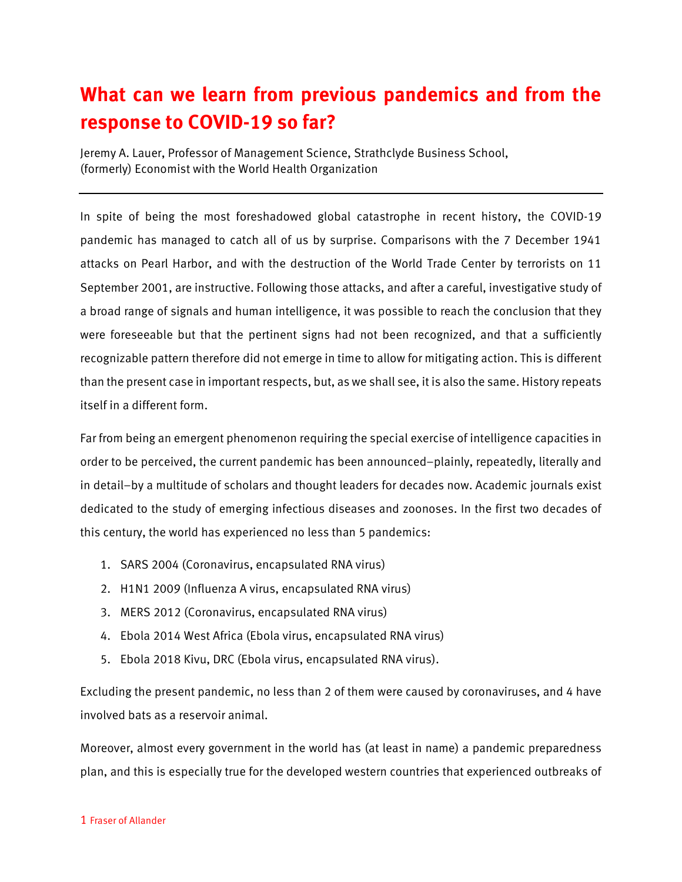# What can we learn from previous pandemics and from the response to COVID-19 so far?

Jeremy A. Lauer, Professor of Management Science, Strathclyde Business School, (formerly) Economist with the World Health Organization

---

In spite of being the most foreshadowed global catastrophe in recent history, the COVID-19 pandemic has managed to catch all of us by surprise. Comparisons with the 7 December 1941 attacks on Pearl Harbor, and with the destruction of the World Trade Center by terrorists on 11 September 2001, are instructive. Following those attacks, and after a careful, investigative study of a broad range of signals and human intelligence, it was possible to reach the conclusion that they were foreseeable but that the pertinent signs had not been recognized, and that a sufficiently recognizable pattern therefore did not emerge in time to allow for mitigating action. This is different than the present case in important respects, but, as we shall see, it is also the same. History repeats itself in a different form.

Far from being an emergent phenomenon requiring the special exercise of intelligence capacities in order to be perceived, the current pandemic has been announced–plainly, repeatedly, literally and in detail–by a multitude of scholars and thought leaders for decades now. Academic journals exist dedicated to the study of emerging infectious diseases and zoonoses. In the first two decades of this century, the world has experienced no less than 5 pandemics:

1. SARS 2004 (Coronavirus, encapsulated RNA virus)
2. H1N1 2009 (Influenza A virus, encapsulated RNA virus)
3. MERS 2012 (Coronavirus, encapsulated RNA virus)
4. Ebola 2014 West Africa (Ebola virus, encapsulated RNA virus)
5. Ebola 2018 Kivu, DRC (Ebola virus, encapsulated RNA virus).

Excluding the present pandemic, no less than 2 of them were caused by coronaviruses, and 4 have involved bats as a reservoir animal.

Moreover, almost every government in the world has (at least in name) a pandemic preparedness plan, and this is especially true for the developed western countries that experienced outbreaks of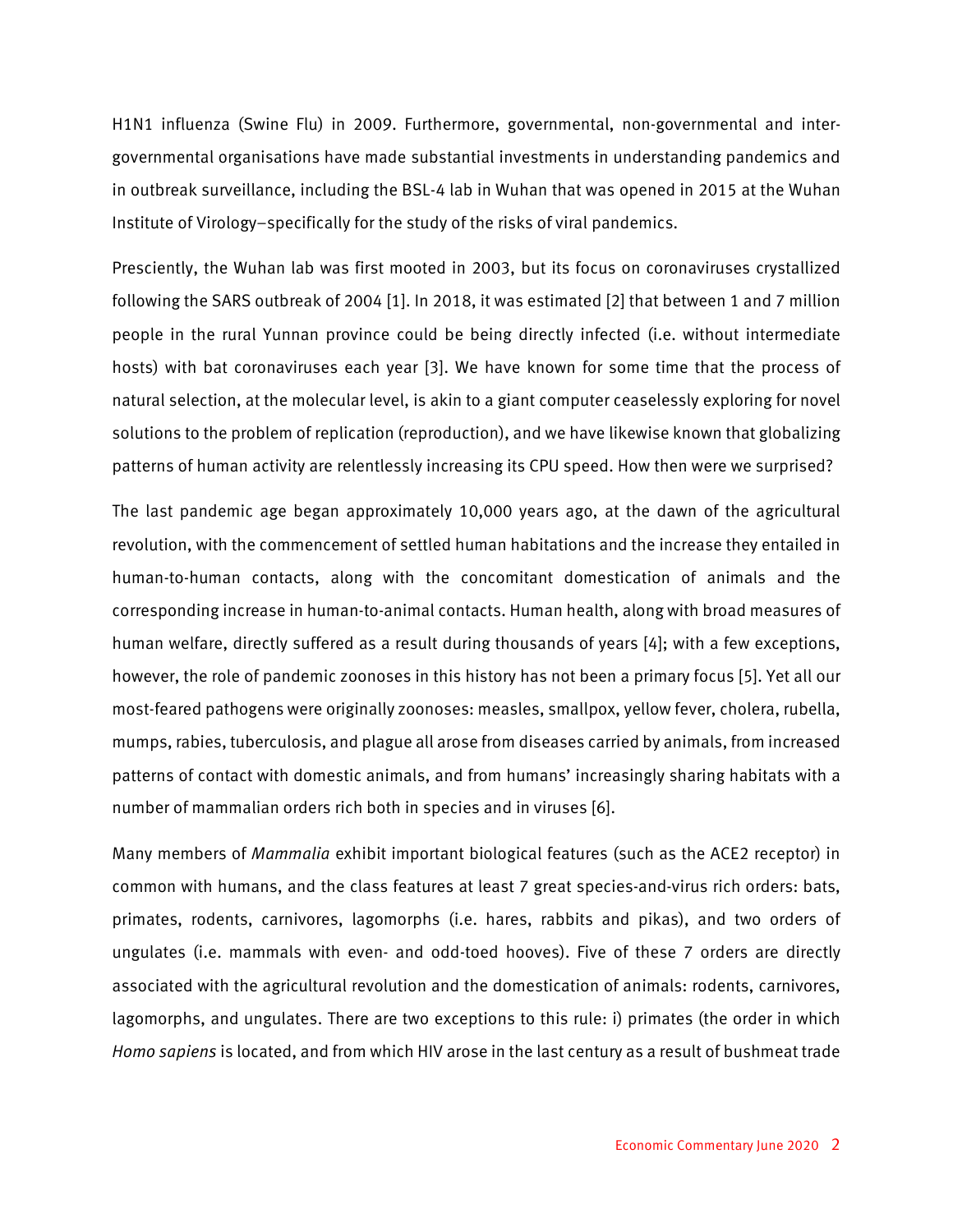H1N1 influenza (Swine Flu) in 2009. Furthermore, governmental, non-governmental and inter-governmental organisations have made substantial investments in understanding pandemics and in outbreak surveillance, including the BSL-4 lab in Wuhan that was opened in 2015 at the Wuhan Institute of Virology—specifically for the study of the risks of viral pandemics.

Presciently, the Wuhan lab was first mooted in 2003, but its focus on coronaviruses crystallized following the SARS outbreak of 2004 [1]. In 2018, it was estimated [2] that between 1 and 7 million people in the rural Yunnan province could be being directly infected (i.e. without intermediate hosts) with bat coronaviruses each year [3]. We have known for some time that the process of natural selection, at the molecular level, is akin to a giant computer ceaselessly exploring for novel solutions to the problem of replication (reproduction), and we have likewise known that globalizing patterns of human activity are relentlessly increasing its CPU speed. How then were we surprised?

The last pandemic age began approximately 10,000 years ago, at the dawn of the agricultural revolution, with the commencement of settled human habitations and the increase they entailed in human-to-human contacts, along with the concomitant domestication of animals and the corresponding increase in human-to-animal contacts. Human health, along with broad measures of human welfare, directly suffered as a result during thousands of years [4]; with a few exceptions, however, the role of pandemic zoonoses in this history has not been a primary focus [5]. Yet all our most-feared pathogens were originally zoonoses: measles, smallpox, yellow fever, cholera, rubella, mumps, rabies, tuberculosis, and plague all arose from diseases carried by animals, from increased patterns of contact with domestic animals, and from humans' increasingly sharing habitats with a number of mammalian orders rich both in species and in viruses [6].

Many members of *Mammalia* exhibit important biological features (such as the ACE2 receptor) in common with humans, and the class features at least 7 great species-and-virus rich orders: bats, primates, rodents, carnivores, lagomorphs (i.e. hares, rabbits and pikas), and two orders of ungulates (i.e. mammals with even- and odd-toed hooves). Five of these 7 orders are directly associated with the agricultural revolution and the domestication of animals: rodents, carnivores, lagomorphs, and ungulates. There are two exceptions to this rule: i) primates (the order in which *Homo sapiens* is located, and from which HIV arose in the last century as a result of bushmeat trade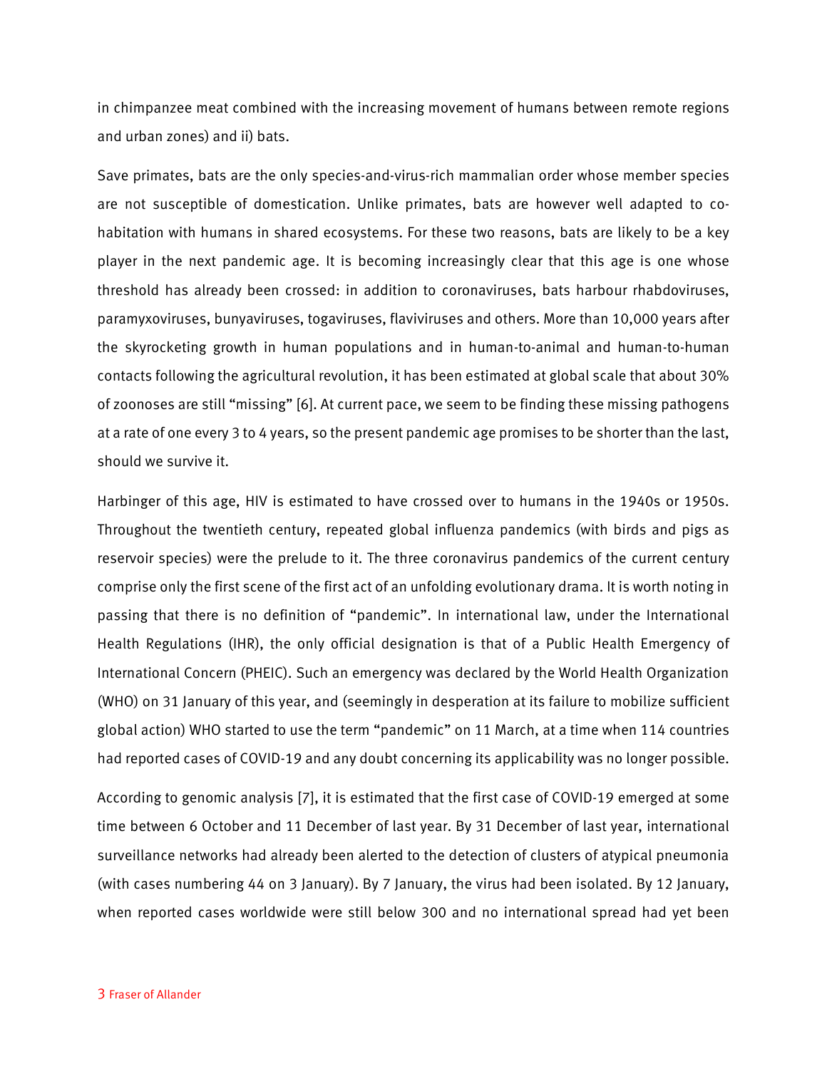in chimpanzee meat combined with the increasing movement of humans between remote regions and urban zones) and ii) bats.

Save primates, bats are the only species-and-virus-rich mammalian order whose member species are not susceptible of domestication. Unlike primates, bats are however well adapted to co-habitation with humans in shared ecosystems. For these two reasons, bats are likely to be a key player in the next pandemic age. It is becoming increasingly clear that this age is one whose threshold has already been crossed: in addition to coronaviruses, bats harbour rhabdoviruses, paramyxoviruses, bunyaviruses, togaviruses, flaviviruses and others. More than 10,000 years after the skyrocketing growth in human populations and in human-to-animal and human-to-human contacts following the agricultural revolution, it has been estimated at global scale that about 30% of zoonoses are still "missing" [6]. At current pace, we seem to be finding these missing pathogens at a rate of one every 3 to 4 years, so the present pandemic age promises to be shorter than the last, should we survive it.

Harbinger of this age, HIV is estimated to have crossed over to humans in the 1940s or 1950s. Throughout the twentieth century, repeated global influenza pandemics (with birds and pigs as reservoir species) were the prelude to it. The three coronavirus pandemics of the current century comprise only the first scene of the first act of an unfolding evolutionary drama. It is worth noting in passing that there is no definition of "pandemic". In international law, under the International Health Regulations (IHR), the only official designation is that of a Public Health Emergency of International Concern (PHEIC). Such an emergency was declared by the World Health Organization (WHO) on 31 January of this year, and (seemingly in desperation at its failure to mobilize sufficient global action) WHO started to use the term "pandemic" on 11 March, at a time when 114 countries had reported cases of COVID-19 and any doubt concerning its applicability was no longer possible.

According to genomic analysis [7], it is estimated that the first case of COVID-19 emerged at some time between 6 October and 11 December of last year. By 31 December of last year, international surveillance networks had already been alerted to the detection of clusters of atypical pneumonia (with cases numbering 44 on 3 January). By 7 January, the virus had been isolated. By 12 January, when reported cases worldwide were still below 300 and no international spread had yet been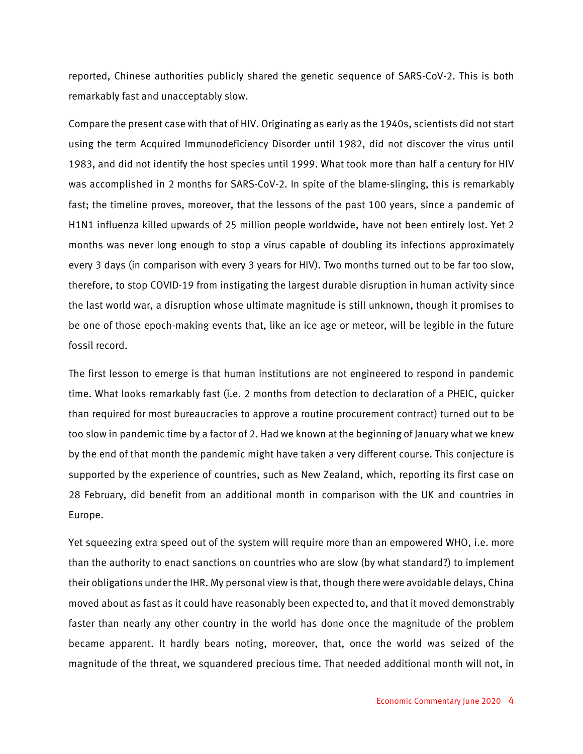reported, Chinese authorities publicly shared the genetic sequence of SARS-CoV-2. This is both remarkably fast and unacceptably slow.

Compare the present case with that of HIV. Originating as early as the 1940s, scientists did not start using the term Acquired Immunodeficiency Disorder until 1982, did not discover the virus until 1983, and did not identify the host species until 1999. What took more than half a century for HIV was accomplished in 2 months for SARS-CoV-2. In spite of the blame-slinging, this is remarkably fast; the timeline proves, moreover, that the lessons of the past 100 years, since a pandemic of H1N1 influenza killed upwards of 25 million people worldwide, have not been entirely lost. Yet 2 months was never long enough to stop a virus capable of doubling its infections approximately every 3 days (in comparison with every 3 years for HIV). Two months turned out to be far too slow, therefore, to stop COVID-19 from instigating the largest durable disruption in human activity since the last world war, a disruption whose ultimate magnitude is still unknown, though it promises to be one of those epoch-making events that, like an ice age or meteor, will be legible in the future fossil record.

The first lesson to emerge is that human institutions are not engineered to respond in pandemic time. What looks remarkably fast (i.e. 2 months from detection to declaration of a PHEIC, quicker than required for most bureaucracies to approve a routine procurement contract) turned out to be too slow in pandemic time by a factor of 2. Had we known at the beginning of January what we knew by the end of that month the pandemic might have taken a very different course. This conjecture is supported by the experience of countries, such as New Zealand, which, reporting its first case on 28 February, did benefit from an additional month in comparison with the UK and countries in Europe.

Yet squeezing extra speed out of the system will require more than an empowered WHO, i.e. more than the authority to enact sanctions on countries who are slow (by what standard?) to implement their obligations under the IHR. My personal view is that, though there were avoidable delays, China moved about as fast as it could have reasonably been expected to, and that it moved demonstrably faster than nearly any other country in the world has done once the magnitude of the problem became apparent. It hardly bears noting, moreover, that, once the world was seized of the magnitude of the threat, we squandered precious time. That needed additional month will not, in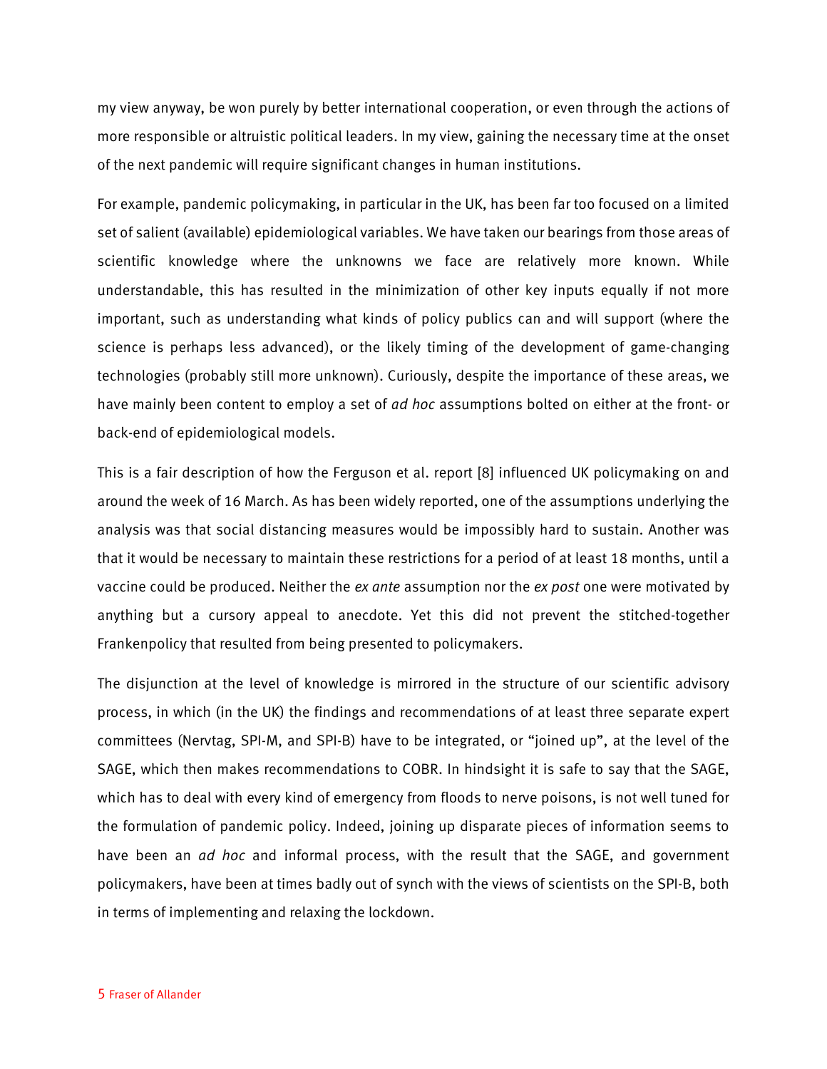my view anyway, be won purely by better international cooperation, or even through the actions of more responsible or altruistic political leaders. In my view, gaining the necessary time at the onset of the next pandemic will require significant changes in human institutions.

For example, pandemic policymaking, in particular in the UK, has been far too focused on a limited set of salient (available) epidemiological variables. We have taken our bearings from those areas of scientific knowledge where the unknowns we face are relatively more known. While understandable, this has resulted in the minimization of other key inputs equally if not more important, such as understanding what kinds of policy publics can and will support (where the science is perhaps less advanced), or the likely timing of the development of game-changing technologies (probably still more unknown). Curiously, despite the importance of these areas, we have mainly been content to employ a set of *ad hoc* assumptions bolted on either at the front- or back-end of epidemiological models.

This is a fair description of how the Ferguson et al. report [8] influenced UK policymaking on and around the week of 16 March. As has been widely reported, one of the assumptions underlying the analysis was that social distancing measures would be impossibly hard to sustain. Another was that it would be necessary to maintain these restrictions for a period of at least 18 months, until a vaccine could be produced. Neither the *ex ante* assumption nor the *ex post* one were motivated by anything but a cursory appeal to anecdote. Yet this did not prevent the stitched-together Frankenpolicy that resulted from being presented to policymakers.

The disjunction at the level of knowledge is mirrored in the structure of our scientific advisory process, in which (in the UK) the findings and recommendations of at least three separate expert committees (Nervtag, SPI-M, and SPI-B) have to be integrated, or "joined up", at the level of the SAGE, which then makes recommendations to COBR. In hindsight it is safe to say that the SAGE, which has to deal with every kind of emergency from floods to nerve poisons, is not well tuned for the formulation of pandemic policy. Indeed, joining up disparate pieces of information seems to have been an *ad hoc* and informal process, with the result that the SAGE, and government policymakers, have been at times badly out of synch with the views of scientists on the SPI-B, both in terms of implementing and relaxing the lockdown.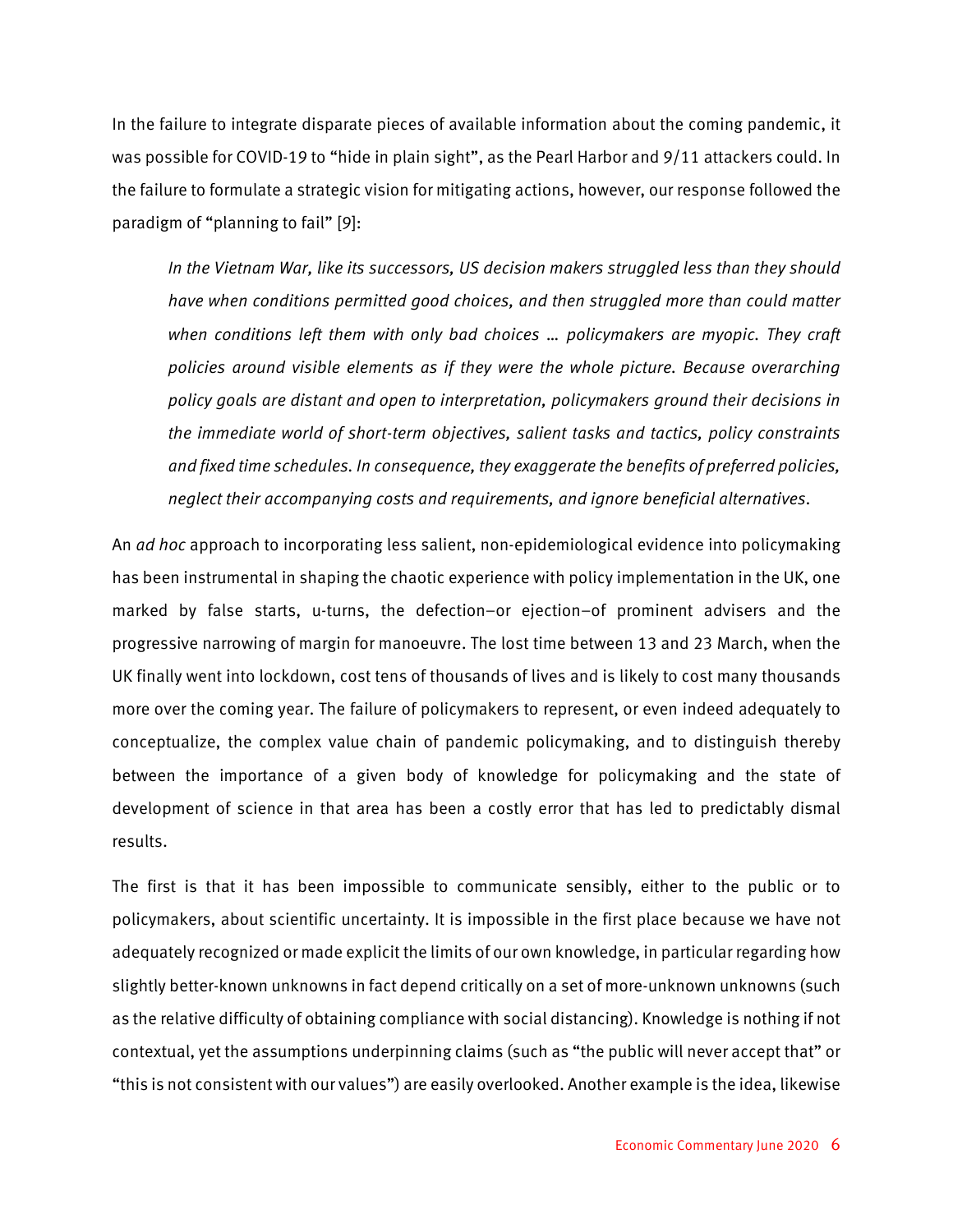In the failure to integrate disparate pieces of available information about the coming pandemic, it was possible for COVID-19 to "hide in plain sight", as the Pearl Harbor and 9/11 attackers could. In the failure to formulate a strategic vision for mitigating actions, however, our response followed the paradigm of "planning to fail" [9]:

> *In the Vietnam War, like its successors, US decision makers struggled less than they should have when conditions permitted good choices, and then struggled more than could matter when conditions left them with only bad choices … policymakers are myopic. They craft policies around visible elements as if they were the whole picture. Because overarching policy goals are distant and open to interpretation, policymakers ground their decisions in the immediate world of short-term objectives, salient tasks and tactics, policy constraints and fixed time schedules. In consequence, they exaggerate the benefits of preferred policies, neglect their accompanying costs and requirements, and ignore beneficial alternatives.*

An *ad hoc* approach to incorporating less salient, non-epidemiological evidence into policymaking has been instrumental in shaping the chaotic experience with policy implementation in the UK, one marked by false starts, u-turns, the defection–or ejection–of prominent advisers and the progressive narrowing of margin for manoeuvre. The lost time between 13 and 23 March, when the UK finally went into lockdown, cost tens of thousands of lives and is likely to cost many thousands more over the coming year. The failure of policymakers to represent, or even indeed adequately to conceptualize, the complex value chain of pandemic policymaking, and to distinguish thereby between the importance of a given body of knowledge for policymaking and the state of development of science in that area has been a costly error that has led to predictably dismal results.

The first is that it has been impossible to communicate sensibly, either to the public or to policymakers, about scientific uncertainty. It is impossible in the first place because we have not adequately recognized or made explicit the limits of our own knowledge, in particular regarding how slightly better-known unknowns in fact depend critically on a set of more-unknown unknowns (such as the relative difficulty of obtaining compliance with social distancing). Knowledge is nothing if not contextual, yet the assumptions underpinning claims (such as "the public will never accept that" or "this is not consistent with our values") are easily overlooked. Another example is the idea, likewise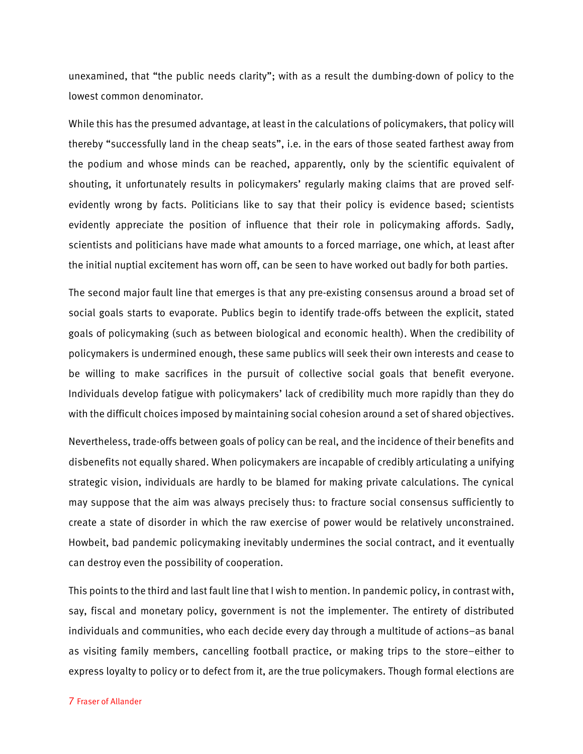unexamined, that "the public needs clarity"; with as a result the dumbing-down of policy to the lowest common denominator.

While this has the presumed advantage, at least in the calculations of policymakers, that policy will thereby "successfully land in the cheap seats", i.e. in the ears of those seated farthest away from the podium and whose minds can be reached, apparently, only by the scientific equivalent of shouting, it unfortunately results in policymakers' regularly making claims that are proved self-evidently wrong by facts. Politicians like to say that their policy is evidence based; scientists evidently appreciate the position of influence that their role in policymaking affords. Sadly, scientists and politicians have made what amounts to a forced marriage, one which, at least after the initial nuptial excitement has worn off, can be seen to have worked out badly for both parties.

The second major fault line that emerges is that any pre-existing consensus around a broad set of social goals starts to evaporate. Publics begin to identify trade-offs between the explicit, stated goals of policymaking (such as between biological and economic health). When the credibility of policymakers is undermined enough, these same publics will seek their own interests and cease to be willing to make sacrifices in the pursuit of collective social goals that benefit everyone. Individuals develop fatigue with policymakers' lack of credibility much more rapidly than they do with the difficult choices imposed by maintaining social cohesion around a set of shared objectives.

Nevertheless, trade-offs between goals of policy can be real, and the incidence of their benefits and disbenefits not equally shared. When policymakers are incapable of credibly articulating a unifying strategic vision, individuals are hardly to be blamed for making private calculations. The cynical may suppose that the aim was always precisely thus: to fracture social consensus sufficiently to create a state of disorder in which the raw exercise of power would be relatively unconstrained. Howbeit, bad pandemic policymaking inevitably undermines the social contract, and it eventually can destroy even the possibility of cooperation.

This points to the third and last fault line that I wish to mention. In pandemic policy, in contrast with, say, fiscal and monetary policy, government is not the implementer. The entirety of distributed individuals and communities, who each decide every day through a multitude of actions–as banal as visiting family members, cancelling football practice, or making trips to the store–either to express loyalty to policy or to defect from it, are the true policymakers. Though formal elections are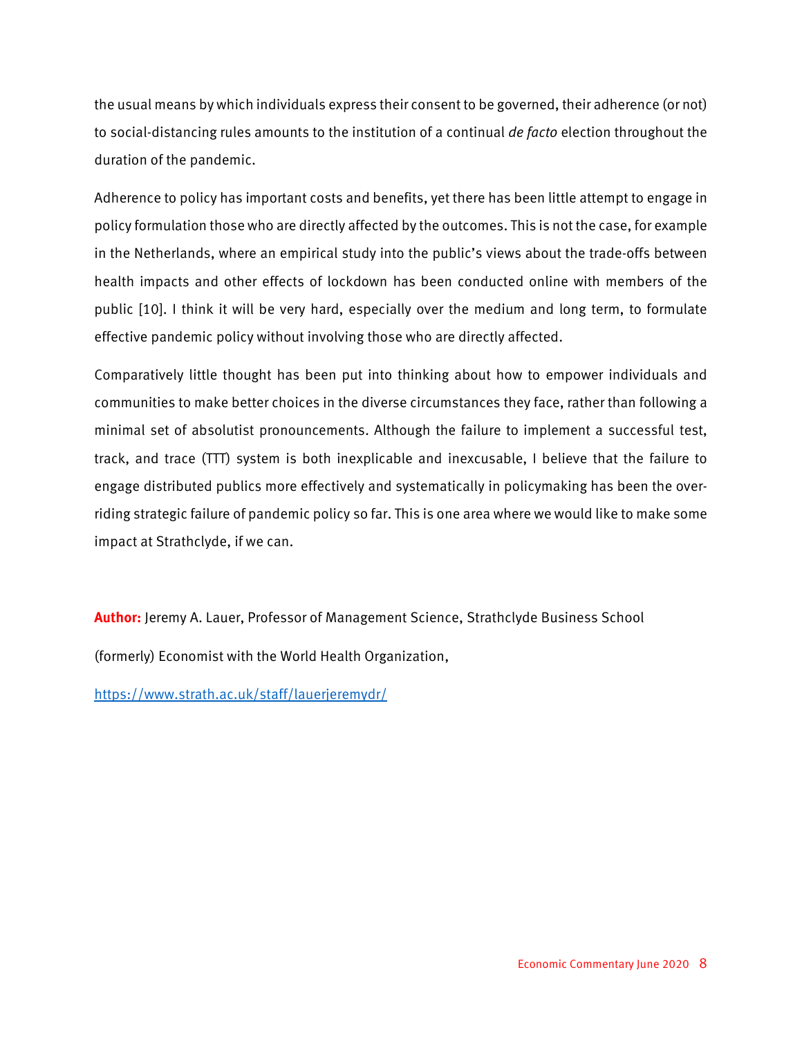the usual means by which individuals express their consent to be governed, their adherence (or not) to social-distancing rules amounts to the institution of a continual *de facto* election throughout the duration of the pandemic.

Adherence to policy has important costs and benefits, yet there has been little attempt to engage in policy formulation those who are directly affected by the outcomes. This is not the case, for example in the Netherlands, where an empirical study into the public's views about the trade-offs between health impacts and other effects of lockdown has been conducted online with members of the public [10]. I think it will be very hard, especially over the medium and long term, to formulate effective pandemic policy without involving those who are directly affected.

Comparatively little thought has been put into thinking about how to empower individuals and communities to make better choices in the diverse circumstances they face, rather than following a minimal set of absolutist pronouncements. Although the failure to implement a successful test, track, and trace (TTT) system is both inexplicable and inexcusable, I believe that the failure to engage distributed publics more effectively and systematically in policymaking has been the overriding strategic failure of pandemic policy so far. This is one area where we would like to make some impact at Strathclyde, if we can.

**Author:** Jeremy A. Lauer, Professor of Management Science, Strathclyde Business School

(formerly) Economist with the World Health Organization,

https://www.strath.ac.uk/staff/lauerjeremydr/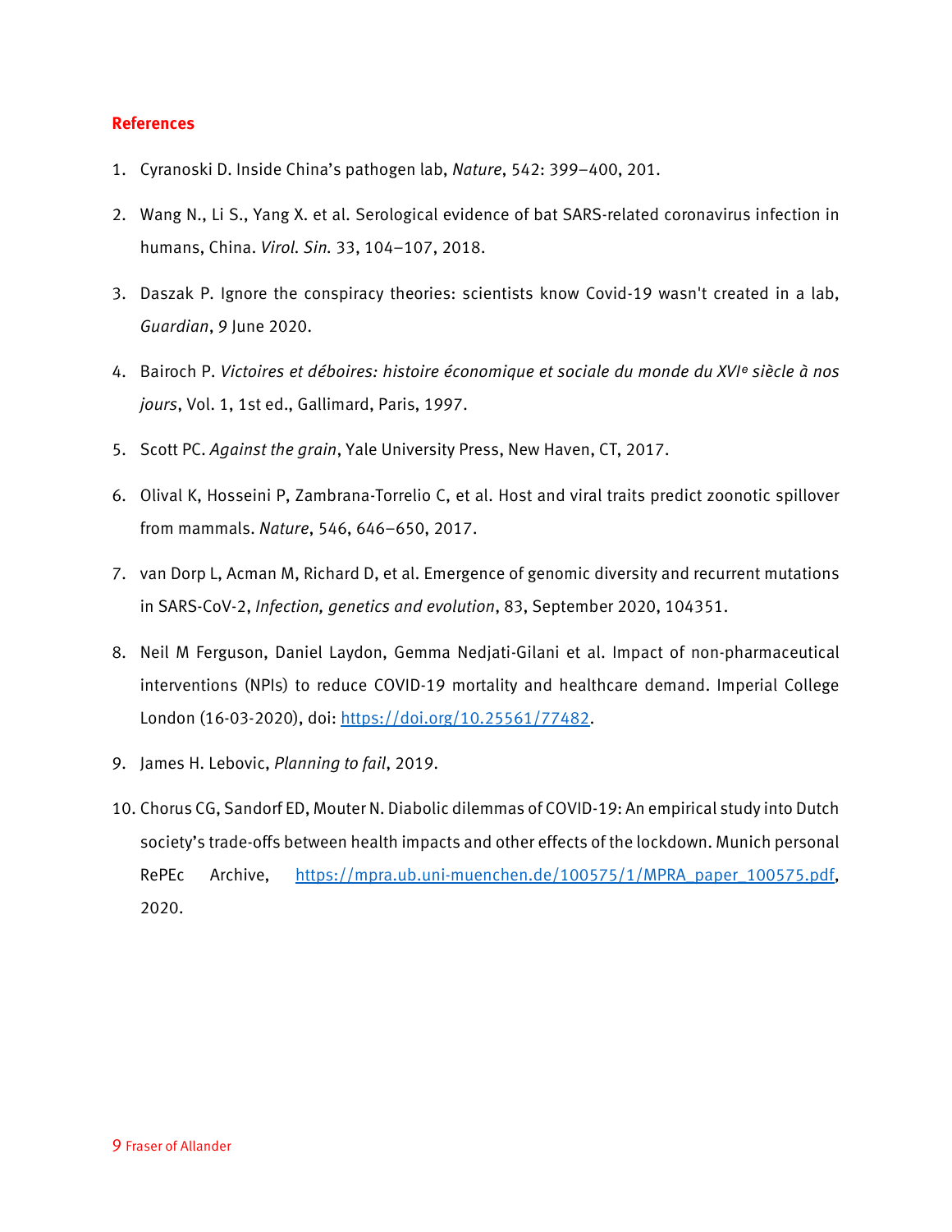## References

1. Cyranoski D. Inside China's pathogen lab, *Nature*, 542: 399–400, 201.
2. Wang N., Li S., Yang X. et al. Serological evidence of bat SARS-related coronavirus infection in humans, China. *Virol. Sin.* 33, 104–107, 2018.
3. Daszak P. Ignore the conspiracy theories: scientists know Covid-19 wasn't created in a lab, *Guardian*, 9 June 2020.
4. Bairoch P. *Victoires et déboires: histoire économique et sociale du monde du XVIe siècle à nos jours*, Vol. 1, 1st ed., Gallimard, Paris, 1997.
5. Scott PC. *Against the grain*, Yale University Press, New Haven, CT, 2017.
6. Olival K, Hosseini P, Zambrana-Torrelio C, et al. Host and viral traits predict zoonotic spillover from mammals. *Nature*, 546, 646–650, 2017.
7. van Dorp L, Acman M, Richard D, et al. Emergence of genomic diversity and recurrent mutations in SARS-CoV-2, *Infection, genetics and evolution*, 83, September 2020, 104351.
8. Neil M Ferguson, Daniel Laydon, Gemma Nedjati-Gilani et al. Impact of non-pharmaceutical interventions (NPIs) to reduce COVID-19 mortality and healthcare demand. Imperial College London (16-03-2020), doi: https://doi.org/10.25561/77482.
9. James H. Lebovic, *Planning to fail*, 2019.
10. Chorus CG, Sandorf ED, Mouter N. Diabolic dilemmas of COVID-19: An empirical study into Dutch society's trade-offs between health impacts and other effects of the lockdown. Munich personal RePEc Archive, https://mpra.ub.uni-muenchen.de/100575/1/MPRA_paper_100575.pdf, 2020.